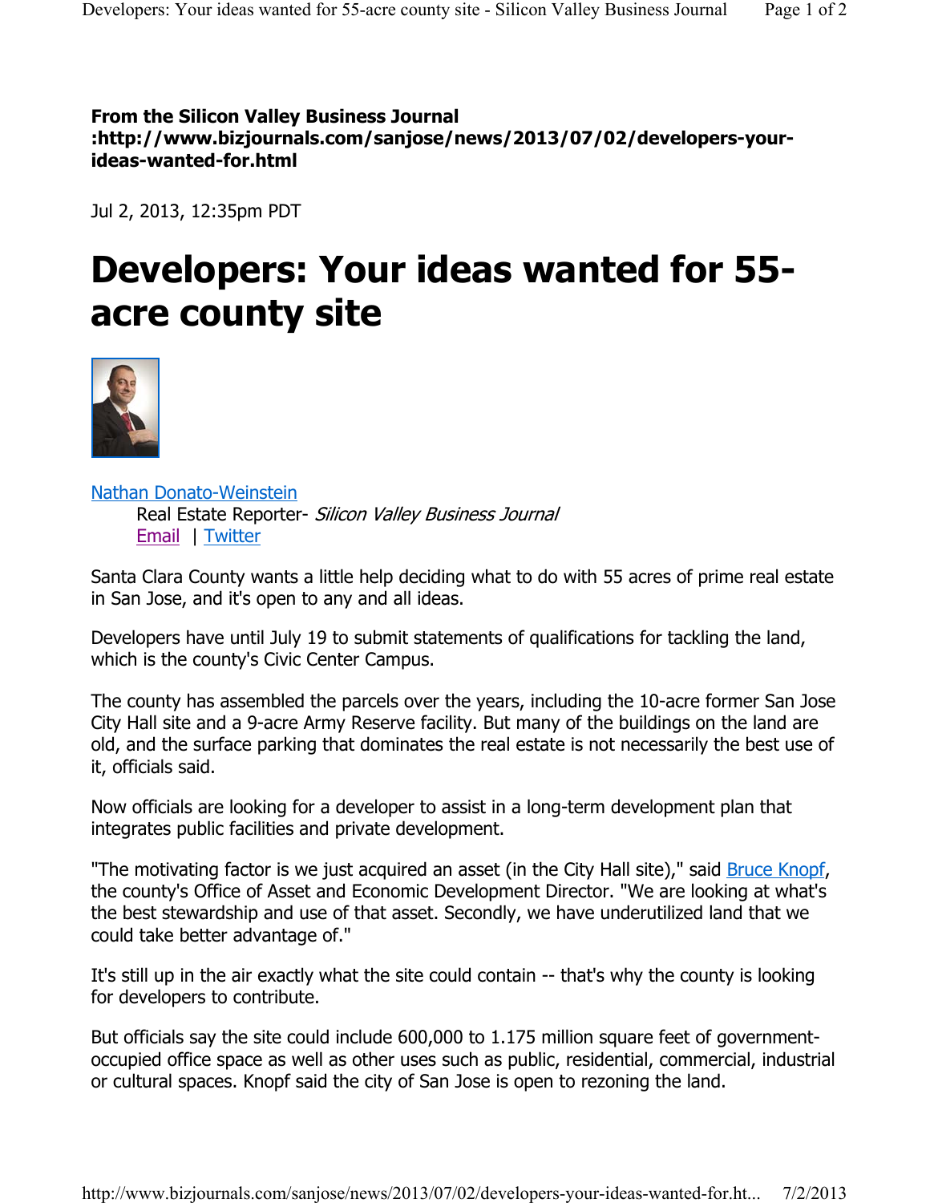**From the Silicon Valley Business Journal :http://www.bizjournals.com/sanjose/news/2013/07/02/developers-your-ideas-wanted-for.html**

Jul 2, 2013, 12:35pm PDT

# Developers: Your ideas wanted for 55-acre county site

Nathan Donato-Weinstein
Real Estate Reporter- *Silicon Valley Business Journal*
Email | Twitter

Santa Clara County wants a little help deciding what to do with 55 acres of prime real estate in San Jose, and it's open to any and all ideas.

Developers have until July 19 to submit statements of qualifications for tackling the land, which is the county's Civic Center Campus.

The county has assembled the parcels over the years, including the 10-acre former San Jose City Hall site and a 9-acre Army Reserve facility. But many of the buildings on the land are old, and the surface parking that dominates the real estate is not necessarily the best use of it, officials said.

Now officials are looking for a developer to assist in a long-term development plan that integrates public facilities and private development.

"The motivating factor is we just acquired an asset (in the City Hall site)," said Bruce Knopf, the county's Office of Asset and Economic Development Director. "We are looking at what's the best stewardship and use of that asset. Secondly, we have underutilized land that we could take better advantage of."

It's still up in the air exactly what the site could contain -- that's why the county is looking for developers to contribute.

But officials say the site could include 600,000 to 1.175 million square feet of government-occupied office space as well as other uses such as public, residential, commercial, industrial or cultural spaces. Knopf said the city of San Jose is open to rezoning the land.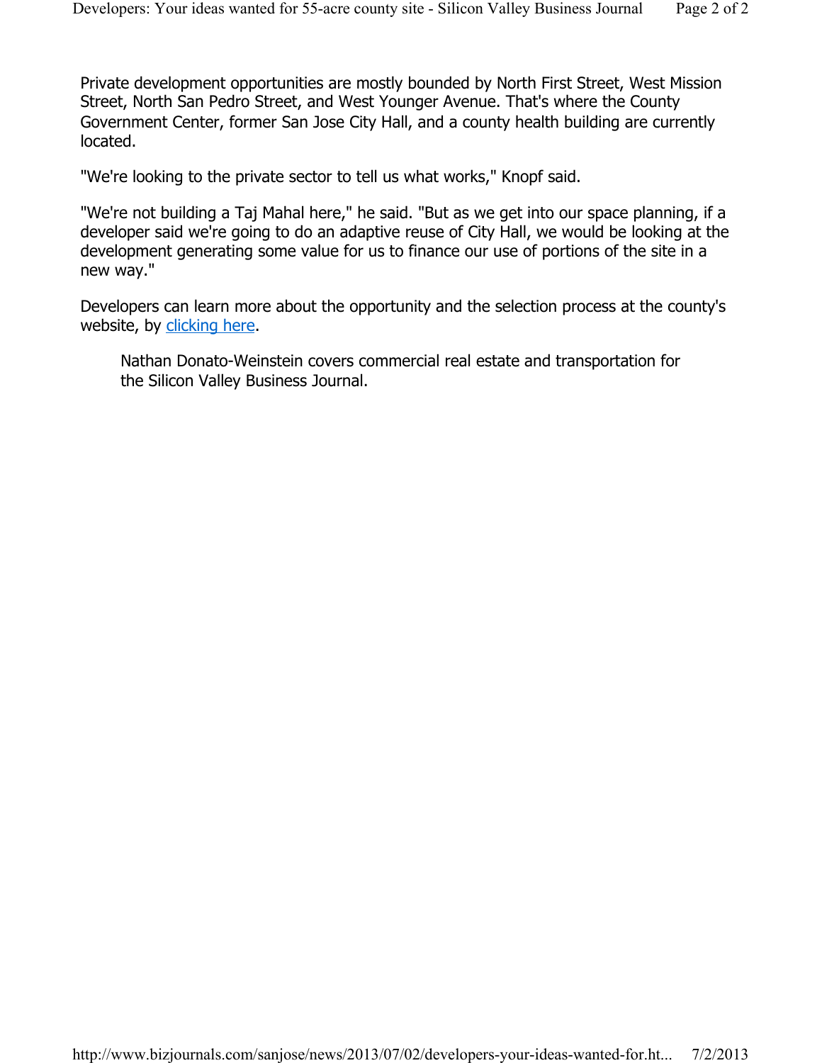Private development opportunities are mostly bounded by North First Street, West Mission Street, North San Pedro Street, and West Younger Avenue. That's where the County Government Center, former San Jose City Hall, and a county health building are currently located.

"We're looking to the private sector to tell us what works," Knopf said.

"We're not building a Taj Mahal here," he said. "But as we get into our space planning, if a developer said we're going to do an adaptive reuse of City Hall, we would be looking at the development generating some value for us to finance our use of portions of the site in a new way."

Developers can learn more about the opportunity and the selection process at the county's website, by clicking here.

> Nathan Donato-Weinstein covers commercial real estate and transportation for the Silicon Valley Business Journal.